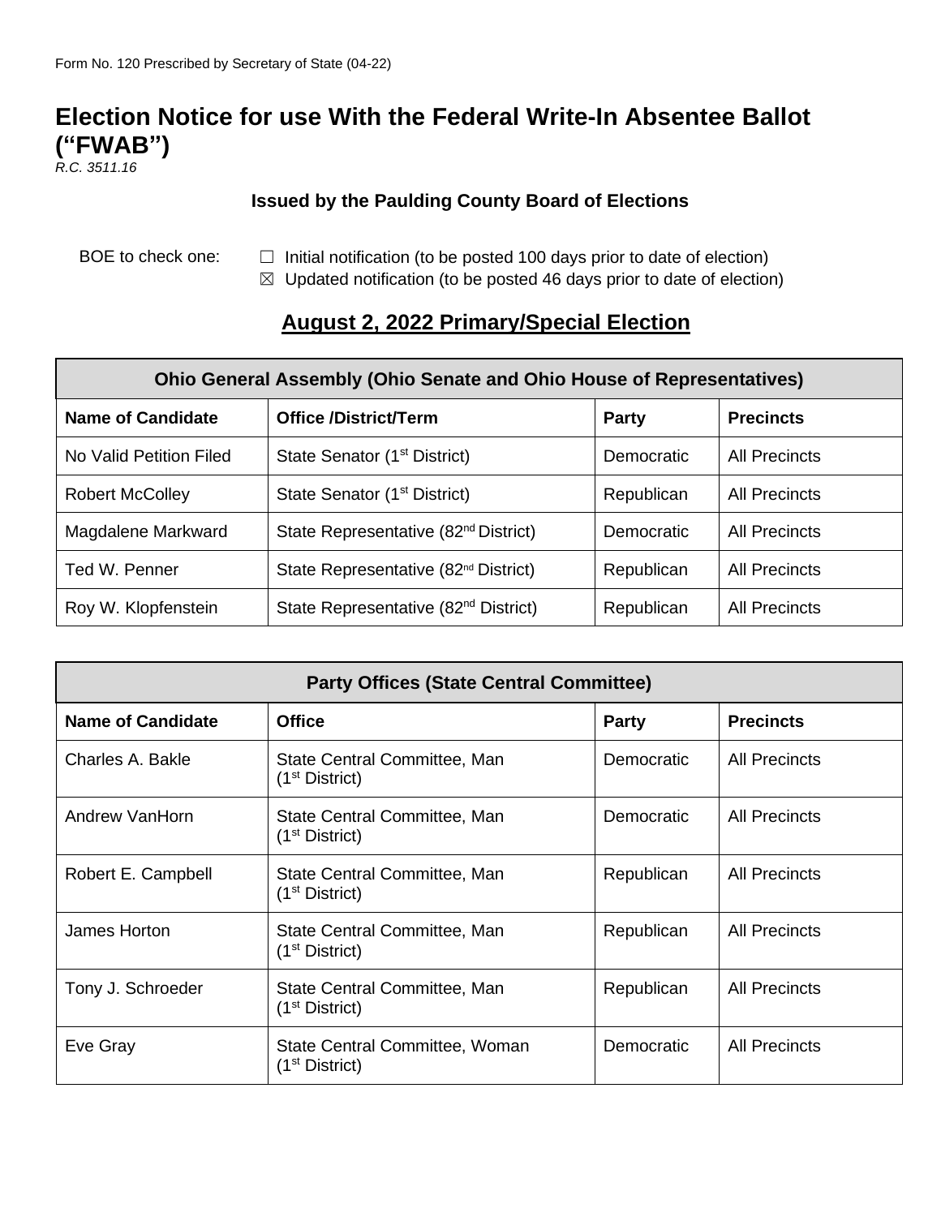Form No. 120 Prescribed by Secretary of State (04-22)

# Election Notice for use With the Federal Write-In Absentee Ballot ("FWAB")

*R.C. 3511.16*

**Issued by the Paulding County Board of Elections**

BOE to check one:
- ☐ Initial notification (to be posted 100 days prior to date of election)
- ☒ Updated notification (to be posted 46 days prior to date of election)

## August 2, 2022 Primary/Special Election

| Ohio General Assembly (Ohio Senate and Ohio House of Representatives) | | | |
|---|---|---|---|
| **Name of Candidate** | **Office /District/Term** | **Party** | **Precincts** |
| No Valid Petition Filed | State Senator (1st District) | Democratic | All Precincts |
| Robert McColley | State Senator (1st District) | Republican | All Precincts |
| Magdalene Markward | State Representative (82nd District) | Democratic | All Precincts |
| Ted W. Penner | State Representative (82nd District) | Republican | All Precincts |
| Roy W. Klopfenstein | State Representative (82nd District) | Republican | All Precincts |

| Party Offices (State Central Committee) | | | |
|---|---|---|---|
| **Name of Candidate** | **Office** | **Party** | **Precincts** |
| Charles A. Bakle | State Central Committee, Man (1st District) | Democratic | All Precincts |
| Andrew VanHorn | State Central Committee, Man (1st District) | Democratic | All Precincts |
| Robert E. Campbell | State Central Committee, Man (1st District) | Republican | All Precincts |
| James Horton | State Central Committee, Man (1st District) | Republican | All Precincts |
| Tony J. Schroeder | State Central Committee, Man (1st District) | Republican | All Precincts |
| Eve Gray | State Central Committee, Woman (1st District) | Democratic | All Precincts |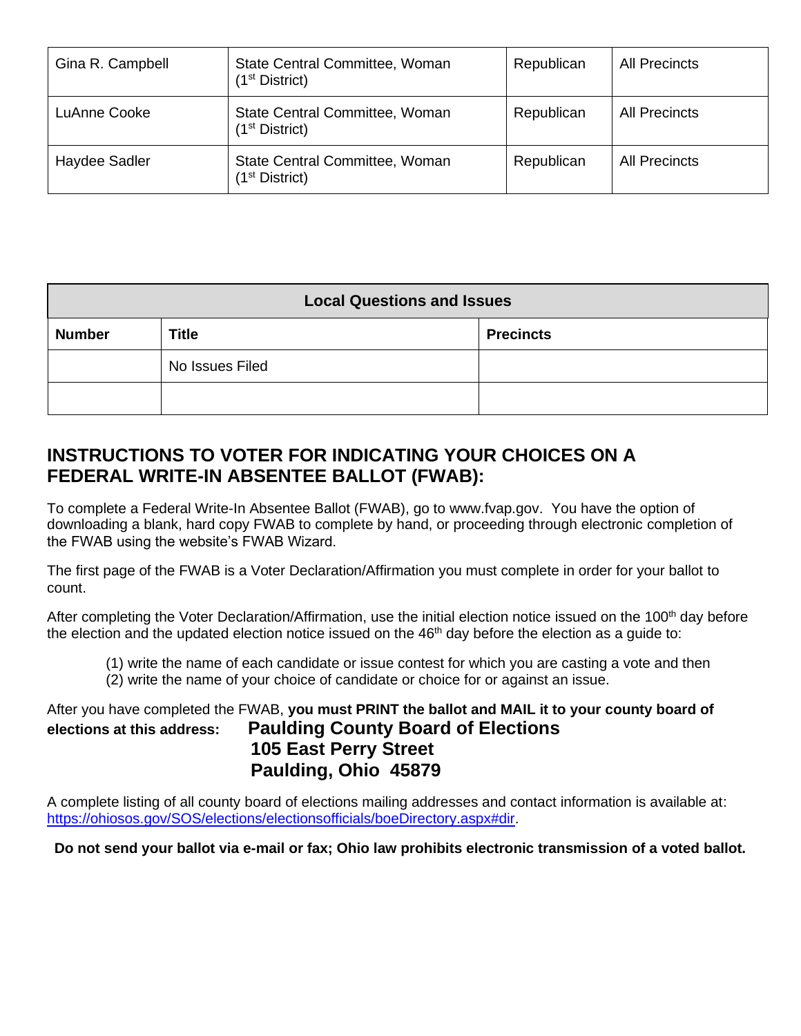| | | | |
|---|---|---|---|
| Gina R. Campbell | State Central Committee, Woman (1st District) | Republican | All Precincts |
| LuAnne Cooke | State Central Committee, Woman (1st District) | Republican | All Precincts |
| Haydee Sadler | State Central Committee, Woman (1st District) | Republican | All Precincts |

| Local Questions and Issues | | |
|---|---|---|
| **Number** | **Title** | **Precincts** |
| | No Issues Filed | |
| | | |

## INSTRUCTIONS TO VOTER FOR INDICATING YOUR CHOICES ON A FEDERAL WRITE-IN ABSENTEE BALLOT (FWAB):

To complete a Federal Write-In Absentee Ballot (FWAB), go to www.fvap.gov. You have the option of downloading a blank, hard copy FWAB to complete by hand, or proceeding through electronic completion of the FWAB using the website's FWAB Wizard.

The first page of the FWAB is a Voter Declaration/Affirmation you must complete in order for your ballot to count.

After completing the Voter Declaration/Affirmation, use the initial election notice issued on the 100th day before the election and the updated election notice issued on the 46th day before the election as a guide to:

(1) write the name of each candidate or issue contest for which you are casting a vote and then
(2) write the name of your choice of candidate or choice for or against an issue.

After you have completed the FWAB, **you must PRINT the ballot and MAIL it to your county board of elections at this address:**

**Paulding County Board of Elections**
**105 East Perry Street**
**Paulding, Ohio 45879**

A complete listing of all county board of elections mailing addresses and contact information is available at: https://ohiosos.gov/SOS/elections/electionsofficials/boeDirectory.aspx#dir.

**Do not send your ballot via e-mail or fax; Ohio law prohibits electronic transmission of a voted ballot.**